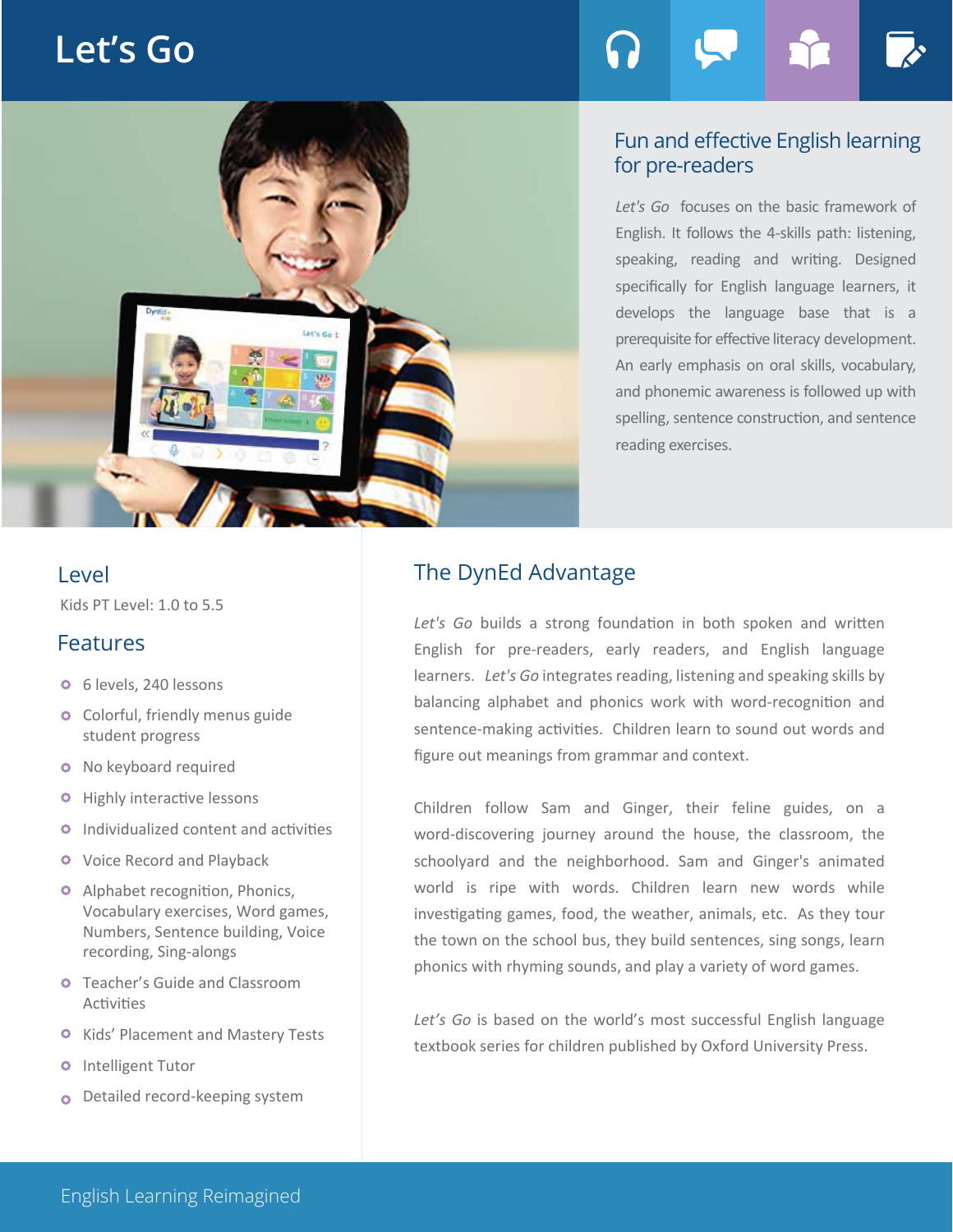# Let's Go

## Fun and effective English learning for pre-readers

*Let's Go* focuses on the basic framework of English. It follows the 4-skills path: listening, speaking, reading and writing. Designed specifically for English language learners, it develops the language base that is a prerequisite for effective literacy development. An early emphasis on oral skills, vocabulary, and phonemic awareness is followed up with spelling, sentence construction, and sentence reading exercises.

## Level

Kids PT Level: 1.0 to 5.5

## Features

- 6 levels, 240 lessons
- Colorful, friendly menus guide student progress
- No keyboard required
- Highly interactive lessons
- Individualized content and activities
- Voice Record and Playback
- Alphabet recognition, Phonics, Vocabulary exercises, Word games, Numbers, Sentence building, Voice recording, Sing-alongs
- Teacher's Guide and Classroom Activities
- Kids' Placement and Mastery Tests
- Intelligent Tutor
- Detailed record-keeping system

## The DynEd Advantage

*Let's Go* builds a strong foundation in both spoken and written English for pre-readers, early readers, and English language learners. *Let's Go* integrates reading, listening and speaking skills by balancing alphabet and phonics work with word-recognition and sentence-making activities. Children learn to sound out words and figure out meanings from grammar and context.

Children follow Sam and Ginger, their feline guides, on a word-discovering journey around the house, the classroom, the schoolyard and the neighborhood. Sam and Ginger's animated world is ripe with words. Children learn new words while investigating games, food, the weather, animals, etc. As they tour the town on the school bus, they build sentences, sing songs, learn phonics with rhyming sounds, and play a variety of word games.

*Let's Go* is based on the world's most successful English language textbook series for children published by Oxford University Press.

English Learning Reimagined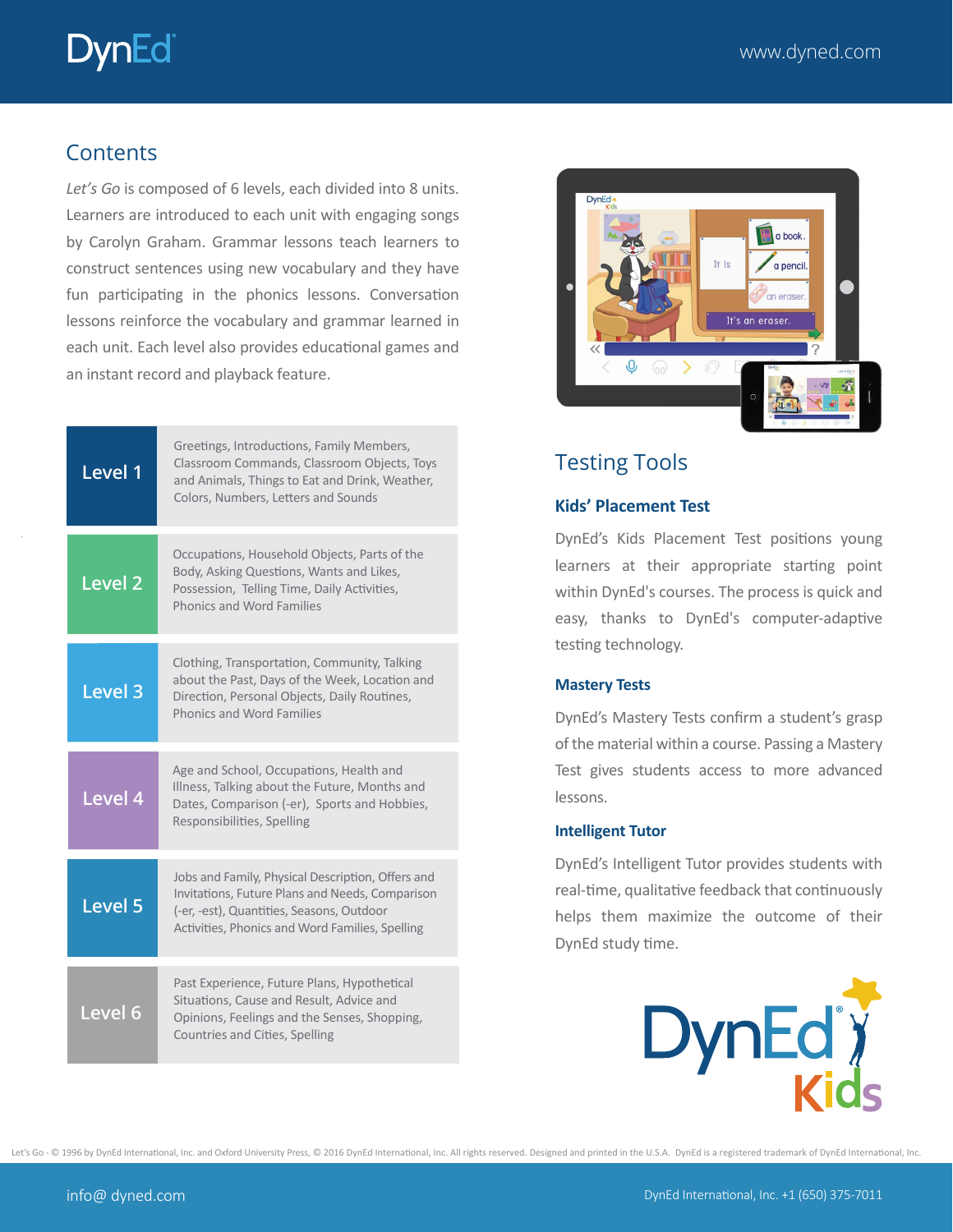## Contents

*Let's Go* is composed of 6 levels, each divided into 8 units. Learners are introduced to each unit with engaging songs by Carolyn Graham. Grammar lessons teach learners to construct sentences using new vocabulary and they have fun participating in the phonics lessons. Conversation lessons reinforce the vocabulary and grammar learned in each unit. Each level also provides educational games and an instant record and playback feature.

| | |
|---|---|
| Level 1 | Greetings, Introductions, Family Members, Classroom Commands, Classroom Objects, Toys and Animals, Things to Eat and Drink, Weather, Colors, Numbers, Letters and Sounds |
| Level 2 | Occupations, Household Objects, Parts of the Body, Asking Questions, Wants and Likes, Possession, Telling Time, Daily Activities, Phonics and Word Families |
| Level 3 | Clothing, Transportation, Community, Talking about the Past, Days of the Week, Location and Direction, Personal Objects, Daily Routines, Phonics and Word Families |
| Level 4 | Age and School, Occupations, Health and Illness, Talking about the Future, Months and Dates, Comparison (-er), Sports and Hobbies, Responsibilities, Spelling |
| Level 5 | Jobs and Family, Physical Description, Offers and Invitations, Future Plans and Needs, Comparison (-er, -est), Quantities, Seasons, Outdoor Activities, Phonics and Word Families, Spelling |
| Level 6 | Past Experience, Future Plans, Hypothetical Situations, Cause and Result, Advice and Opinions, Feelings and the Senses, Shopping, Countries and Cities, Spelling |

## Testing Tools

### Kids' Placement Test

DynEd's Kids Placement Test positions young learners at their appropriate starting point within DynEd's courses. The process is quick and easy, thanks to DynEd's computer-adaptive testing technology.

### Mastery Tests

DynEd's Mastery Tests confirm a student's grasp of the material within a course. Passing a Mastery Test gives students access to more advanced lessons.

### Intelligent Tutor

DynEd's Intelligent Tutor provides students with real-time, qualitative feedback that continuously helps them maximize the outcome of their DynEd study time.

Let's Go - © 1996 by DynEd International, Inc. and Oxford University Press, © 2016 DynEd International, Inc. All rights reserved. Designed and printed in the U.S.A. DynEd is a registered trademark of DynEd International, Inc.

info@ dyned.com

DynEd International, Inc. +1 (650) 375-7011